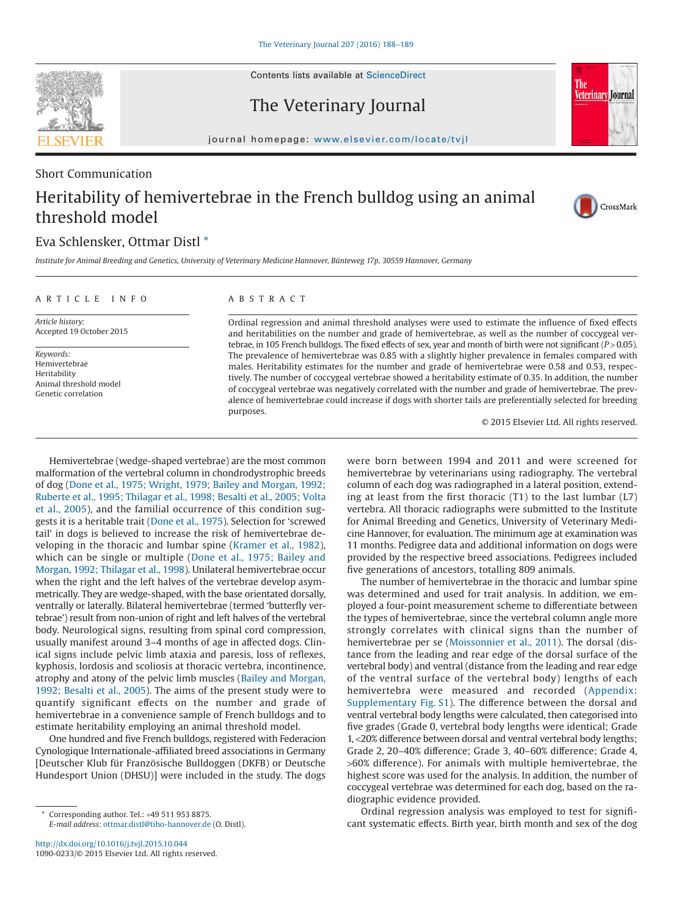Short Communication

# Heritability of hemivertebrae in the French bulldog using an animal threshold model

Eva Schlensker, Ottmar Distl *

*Institute for Animal Breeding and Genetics, University of Veterinary Medicine Hannover, Bünteweg 17p, 30559 Hannover, Germany*

ARTICLE INFO

*Article history:*
Accepted 19 October 2015

*Keywords:*
Hemivertebrae
Heritability
Animal threshold model
Genetic correlation

ABSTRACT

Ordinal regression and animal threshold analyses were used to estimate the influence of fixed effects and heritabilities on the number and grade of hemivertebrae, as well as the number of coccygeal vertebrae, in 105 French bulldogs. The fixed effects of sex, year and month of birth were not significant ($P > 0.05$). The prevalence of hemivertebrae was 0.85 with a slightly higher prevalence in females compared with males. Heritability estimates for the number and grade of hemivertebrae were 0.58 and 0.53, respectively. The number of coccygeal vertebrae showed a heritability estimate of 0.35. In addition, the number of coccygeal vertebrae was negatively correlated with the number and grade of hemivertebrae. The prevalence of hemivertebrae could increase if dogs with shorter tails are preferentially selected for breeding purposes.

© 2015 Elsevier Ltd. All rights reserved.

Hemivertebrae (wedge-shaped vertebrae) are the most common malformation of the vertebral column in chondrodystrophic breeds of dog (Done et al., 1975; Wright, 1979; Bailey and Morgan, 1992; Ruberte et al., 1995; Thilagar et al., 1998; Besalti et al., 2005; Volta et al., 2005), and the familial occurrence of this condition suggests it is a heritable trait (Done et al., 1975). Selection for 'screwed tail' in dogs is believed to increase the risk of hemivertebrae developing in the thoracic and lumbar spine (Kramer et al., 1982), which can be single or multiple (Done et al., 1975; Bailey and Morgan, 1992; Thilagar et al., 1998). Unilateral hemivertebrae occur when the right and the left halves of the vertebrae develop asymmetrically. They are wedge-shaped, with the base orientated dorsally, ventrally or laterally. Bilateral hemivertebrae (termed 'butterfly vertebrae') result from non-union of right and left halves of the vertebral body. Neurological signs, resulting from spinal cord compression, usually manifest around 3–4 months of age in affected dogs. Clinical signs include pelvic limb ataxia and paresis, loss of reflexes, kyphosis, lordosis and scoliosis at thoracic vertebra, incontinence, atrophy and atony of the pelvic limb muscles (Bailey and Morgan, 1992; Besalti et al., 2005). The aims of the present study were to quantify significant effects on the number and grade of hemivertebrae in a convenience sample of French bulldogs and to estimate heritability employing an animal threshold model.

One hundred and five French bulldogs, registered with Federacion Cynologique Internationale-affiliated breed associations in Germany [Deutscher Klub für Französische Bulldoggen (DKFB) or Deutsche Hundesport Union (DHSU)] were included in the study. The dogs were born between 1994 and 2011 and were screened for hemivertebrae by veterinarians using radiography. The vertebral column of each dog was radiographed in a lateral position, extending at least from the first thoracic (T1) to the last lumbar (L7) vertebra. All thoracic radiographs were submitted to the Institute for Animal Breeding and Genetics, University of Veterinary Medicine Hannover, for evaluation. The minimum age at examination was 11 months. Pedigree data and additional information on dogs were provided by the respective breed associations. Pedigrees included five generations of ancestors, totalling 809 animals.

The number of hemivertebrae in the thoracic and lumbar spine was determined and used for trait analysis. In addition, we employed a four-point measurement scheme to differentiate between the types of hemivertebrae, since the vertebral column angle more strongly correlates with clinical signs than the number of hemivertebrae per se (Moissonnier et al., 2011). The dorsal (distance from the leading and rear edge of the dorsal surface of the vertebral body) and ventral (distance from the leading and rear edge of the ventral surface of the vertebral body) lengths of each hemivertebra were measured and recorded (Appendix: Supplementary Fig. S1). The difference between the dorsal and ventral vertebral body lengths were calculated, then categorised into five grades (Grade 0, vertebral body lengths were identical; Grade 1, <20% difference between dorsal and ventral vertebral body lengths; Grade 2, 20–40% difference; Grade 3, 40–60% difference; Grade 4, >60% difference). For animals with multiple hemivertebrae, the highest score was used for the analysis. In addition, the number of coccygeal vertebrae was determined for each dog, based on the radiographic evidence provided.

Ordinal regression analysis was employed to test for significant systematic effects. Birth year, birth month and sex of the dog

* Corresponding author. Tel.: +49 511 953 8875.
*E-mail address:* ottmar.distl@tiho-hannover.de (O. Distl).

http://dx.doi.org/10.1016/j.tvjl.2015.10.044
1090-0233/© 2015 Elsevier Ltd. All rights reserved.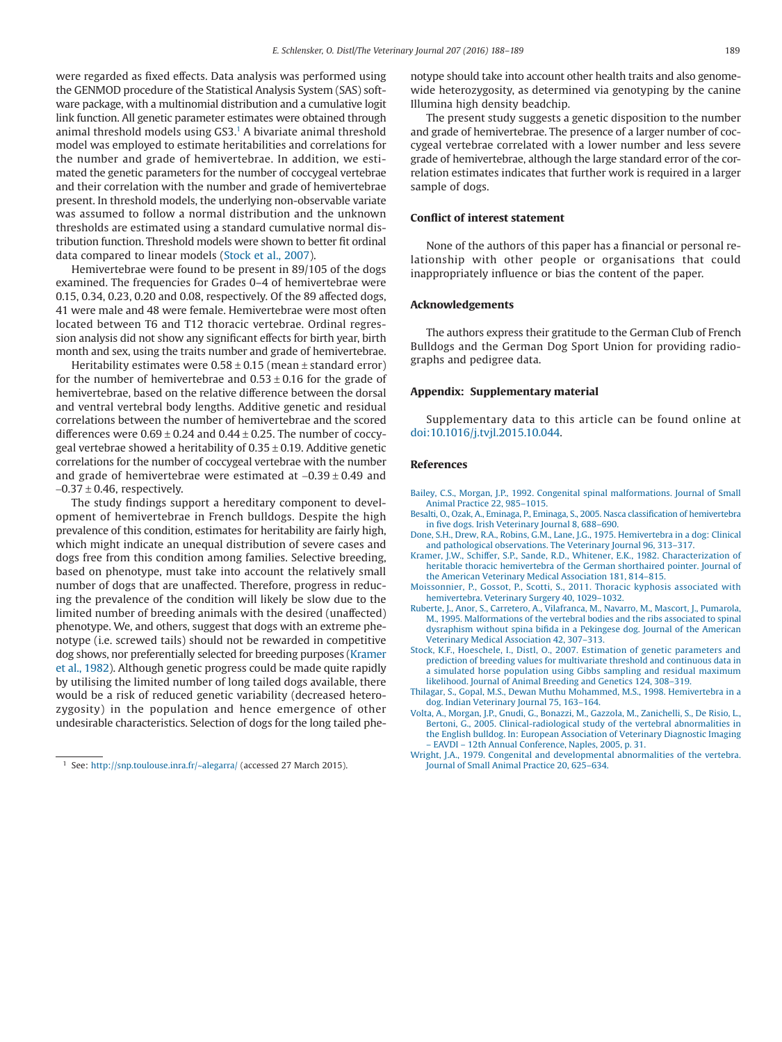were regarded as fixed effects. Data analysis was performed using the GENMOD procedure of the Statistical Analysis System (SAS) software package, with a multinomial distribution and a cumulative logit link function. All genetic parameter estimates were obtained through animal threshold models using GS3.[1] A bivariate animal threshold model was employed to estimate heritabilities and correlations for the number and grade of hemivertebrae. In addition, we estimated the genetic parameters for the number of coccygeal vertebrae and their correlation with the number and grade of hemivertebrae present. In threshold models, the underlying non-observable variate was assumed to follow a normal distribution and the unknown thresholds are estimated using a standard cumulative normal distribution function. Threshold models were shown to better fit ordinal data compared to linear models (Stock et al., 2007).

Hemivertebrae were found to be present in 89/105 of the dogs examined. The frequencies for Grades 0–4 of hemivertebrae were 0.15, 0.34, 0.23, 0.20 and 0.08, respectively. Of the 89 affected dogs, 41 were male and 48 were female. Hemivertebrae were most often located between T6 and T12 thoracic vertebrae. Ordinal regression analysis did not show any significant effects for birth year, birth month and sex, using the traits number and grade of hemivertebrae.

Heritability estimates were $0.58 \pm 0.15$ (mean ± standard error) for the number of hemivertebrae and $0.53 \pm 0.16$ for the grade of hemivertebrae, based on the relative difference between the dorsal and ventral vertebral body lengths. Additive genetic and residual correlations between the number of hemivertebrae and the scored differences were $0.69 \pm 0.24$ and $0.44 \pm 0.25$. The number of coccygeal vertebrae showed a heritability of $0.35 \pm 0.19$. Additive genetic correlations for the number of coccygeal vertebrae with the number and grade of hemivertebrae were estimated at $-0.39 \pm 0.49$ and $-0.37 \pm 0.46$, respectively.

The study findings support a hereditary component to development of hemivertebrae in French bulldogs. Despite the high prevalence of this condition, estimates for heritability are fairly high, which might indicate an unequal distribution of severe cases and dogs free from this condition among families. Selective breeding, based on phenotype, must take into account the relatively small number of dogs that are unaffected. Therefore, progress in reducing the prevalence of the condition will likely be slow due to the limited number of breeding animals with the desired (unaffected) phenotype. We, and others, suggest that dogs with an extreme phenotype (i.e. screwed tails) should not be rewarded in competitive dog shows, nor preferentially selected for breeding purposes (Kramer et al., 1982). Although genetic progress could be made quite rapidly by utilising the limited number of long tailed dogs available, there would be a risk of reduced genetic variability (decreased heterozygosity) in the population and hence emergence of other undesirable characteristics. Selection of dogs for the long tailed phenotype should take into account other health traits and also genome-wide heterozygosity, as determined via genotyping by the canine Illumina high density beadchip.

The present study suggests a genetic disposition to the number and grade of hemivertebrae. The presence of a larger number of coccygeal vertebrae correlated with a lower number and less severe grade of hemivertebrae, although the large standard error of the correlation estimates indicates that further work is required in a larger sample of dogs.

## Conflict of interest statement

None of the authors of this paper has a financial or personal relationship with other people or organisations that could inappropriately influence or bias the content of the paper.

## Acknowledgements

The authors express their gratitude to the German Club of French Bulldogs and the German Dog Sport Union for providing radiographs and pedigree data.

## Appendix: Supplementary material

Supplementary data to this article can be found online at doi:10.1016/j.tvjl.2015.10.044.

## References

Bailey, C.S., Morgan, J.P., 1992. Congenital spinal malformations. Journal of Small Animal Practice 22, 985–1015.

Besalti, O., Ozak, A., Eminaga, P., Eminaga, S., 2005. Nasca classification of hemivertebra in five dogs. Irish Veterinary Journal 8, 688–690.

Done, S.H., Drew, R.A., Robins, G.M., Lane, J.G., 1975. Hemivertebra in a dog: Clinical and pathological observations. The Veterinary Journal 96, 313–317.

Kramer, J.W., Schiffer, S.P., Sande, R.D., Whitener, E.K., 1982. Characterization of heritable thoracic hemivertebra of the German shorthaired pointer. Journal of the American Veterinary Medical Association 181, 814–815.

Moissonnier, P., Gossot, P., Scotti, S., 2011. Thoracic kyphosis associated with hemivertebra. Veterinary Surgery 40, 1029–1032.

Ruberte, J., Anor, S., Carretero, A., Vilafranca, M., Navarro, M., Mascort, J., Pumarola, M., 1995. Malformations of the vertebral bodies and the ribs associated to spinal dysraphism without spina bifida in a Pekingese dog. Journal of the American Veterinary Medical Association 42, 307–313.

Stock, K.F., Hoeschele, I., Distl, O., 2007. Estimation of genetic parameters and prediction of breeding values for multivariate threshold and continuous data in a simulated horse population using Gibbs sampling and residual maximum likelihood. Journal of Animal Breeding and Genetics 124, 308–319.

Thilagar, S., Gopal, M.S., Dewan Muthu Mohammed, M.S., 1998. Hemivertebra in a dog. Indian Veterinary Journal 75, 163–164.

Volta, A., Morgan, J.P., Gnudi, G., Bonazzi, M., Gazzola, M., Zanichelli, S., De Risio, L., Bertoni, G., 2005. Clinical-radiological study of the vertebral abnormalities in the English bulldog. In: European Association of Veterinary Diagnostic Imaging – EAVDI – 12th Annual Conference, Naples, 2005, p. 31.

Wright, J.A., 1979. Congenital and developmental abnormalities of the vertebra. Journal of Small Animal Practice 20, 625–634.

[1] See: http://snp.toulouse.inra.fr/~alegarra/ (accessed 27 March 2015).